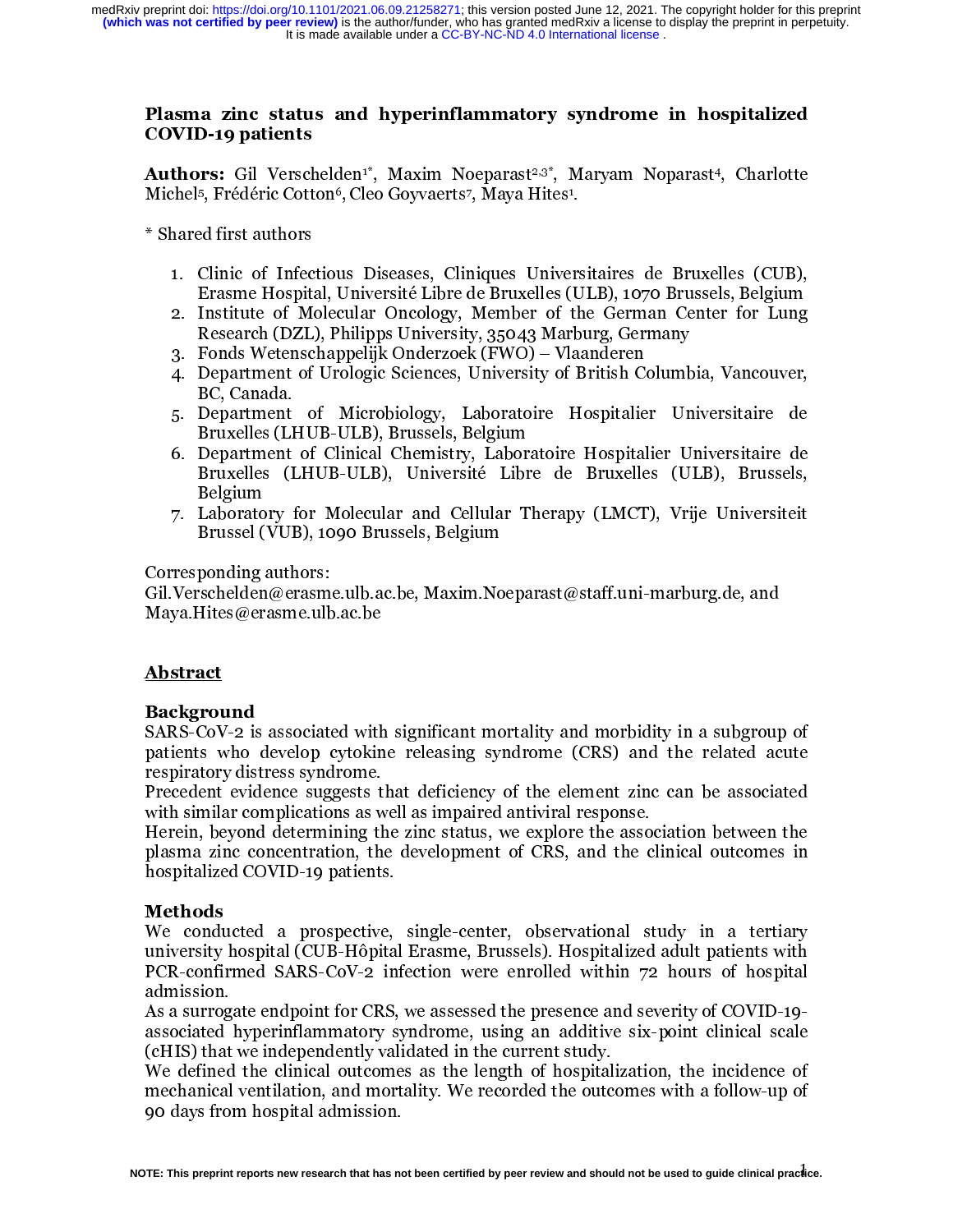# Plasma zinc status and hyperinflammatory syndrome in hospitalized COVID-19 patients

**Authors:** Gil Verschelden[1*], Maxim Noeparast[2,3*], Maryam Noparast[4], Charlotte Michel[5], Frédéric Cotton[6], Cleo Goyvaerts[7], Maya Hites[1].

* Shared first authors

1. Clinic of Infectious Diseases, Cliniques Universitaires de Bruxelles (CUB), Erasme Hospital, Université Libre de Bruxelles (ULB), 1070 Brussels, Belgium
2. Institute of Molecular Oncology, Member of the German Center for Lung Research (DZL), Philipps University, 35043 Marburg, Germany
3. Fonds Wetenschappelijk Onderzoek (FWO) – Vlaanderen
4. Department of Urologic Sciences, University of British Columbia, Vancouver, BC, Canada.
5. Department of Microbiology, Laboratoire Hospitalier Universitaire de Bruxelles (LHUB-ULB), Brussels, Belgium
6. Department of Clinical Chemistry, Laboratoire Hospitalier Universitaire de Bruxelles (LHUB-ULB), Université Libre de Bruxelles (ULB), Brussels, Belgium
7. Laboratory for Molecular and Cellular Therapy (LMCT), Vrije Universiteit Brussel (VUB), 1090 Brussels, Belgium

Corresponding authors:
Gil.Verschelden@erasme.ulb.ac.be, Maxim.Noeparast@staff.uni-marburg.de, and Maya.Hites@erasme.ulb.ac.be

## Abstract

### Background

SARS-CoV-2 is associated with significant mortality and morbidity in a subgroup of patients who develop cytokine releasing syndrome (CRS) and the related acute respiratory distress syndrome.

Precedent evidence suggests that deficiency of the element zinc can be associated with similar complications as well as impaired antiviral response.

Herein, beyond determining the zinc status, we explore the association between the plasma zinc concentration, the development of CRS, and the clinical outcomes in hospitalized COVID-19 patients.

### Methods

We conducted a prospective, single-center, observational study in a tertiary university hospital (CUB-Hôpital Erasme, Brussels). Hospitalized adult patients with PCR-confirmed SARS-CoV-2 infection were enrolled within 72 hours of hospital admission.

As a surrogate endpoint for CRS, we assessed the presence and severity of COVID-19-associated hyperinflammatory syndrome, using an additive six-point clinical scale (cHIS) that we independently validated in the current study.

We defined the clinical outcomes as the length of hospitalization, the incidence of mechanical ventilation, and mortality. We recorded the outcomes with a follow-up of 90 days from hospital admission.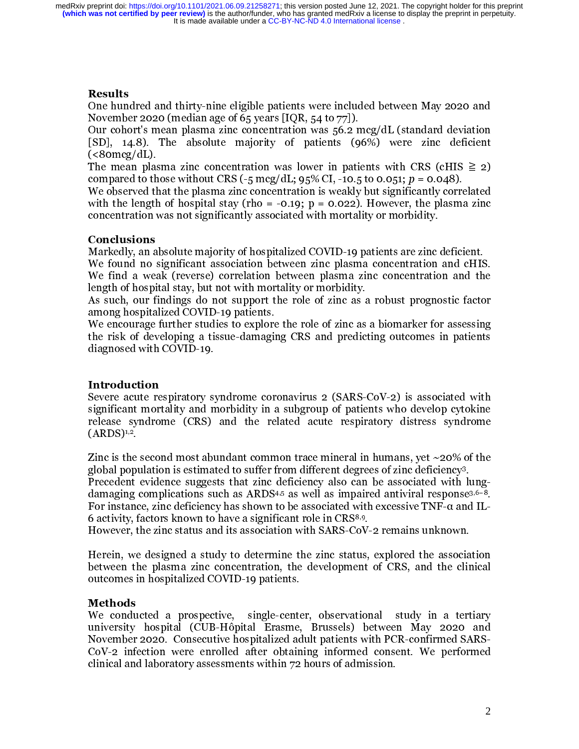## Results

One hundred and thirty-nine eligible patients were included between May 2020 and November 2020 (median age of 65 years [IQR, 54 to 77]).

Our cohort's mean plasma zinc concentration was 56.2 mcg/dL (standard deviation [SD], 14.8). The absolute majority of patients (96%) were zinc deficient (<80mcg/dL).

The mean plasma zinc concentration was lower in patients with CRS (cHIS ≧ 2) compared to those without CRS (-5 mcg/dL; 95% CI, -10.5 to 0.051; *p* = 0.048).

We observed that the plasma zinc concentration is weakly but significantly correlated with the length of hospital stay (rho = -0.19; p = 0.022). However, the plasma zinc concentration was not significantly associated with mortality or morbidity.

## Conclusions

Markedly, an absolute majority of hospitalized COVID-19 patients are zinc deficient.

We found no significant association between zinc plasma concentration and cHIS. We find a weak (reverse) correlation between plasma zinc concentration and the length of hospital stay, but not with mortality or morbidity.

As such, our findings do not support the role of zinc as a robust prognostic factor among hospitalized COVID-19 patients.

We encourage further studies to explore the role of zinc as a biomarker for assessing the risk of developing a tissue-damaging CRS and predicting outcomes in patients diagnosed with COVID-19.

## Introduction

Severe acute respiratory syndrome coronavirus 2 (SARS-CoV-2) is associated with significant mortality and morbidity in a subgroup of patients who develop cytokine release syndrome (CRS) and the related acute respiratory distress syndrome (ARDS)[1,2].

Zinc is the second most abundant common trace mineral in humans, yet ~20% of the global population is estimated to suffer from different degrees of zinc deficiency[3].

Precedent evidence suggests that zinc deficiency also can be associated with lung-damaging complications such as ARDS[4,5] as well as impaired antiviral response[3,6–8]. For instance, zinc deficiency has shown to be associated with excessive TNF-α and IL-6 activity, factors known to have a significant role in CRS[8,9].

However, the zinc status and its association with SARS-CoV-2 remains unknown.

Herein, we designed a study to determine the zinc status, explored the association between the plasma zinc concentration, the development of CRS, and the clinical outcomes in hospitalized COVID-19 patients.

## Methods

We conducted a prospective, single-center, observational study in a tertiary university hospital (CUB-Hôpital Erasme, Brussels) between May 2020 and November 2020. Consecutive hospitalized adult patients with PCR-confirmed SARS-CoV-2 infection were enrolled after obtaining informed consent. We performed clinical and laboratory assessments within 72 hours of admission.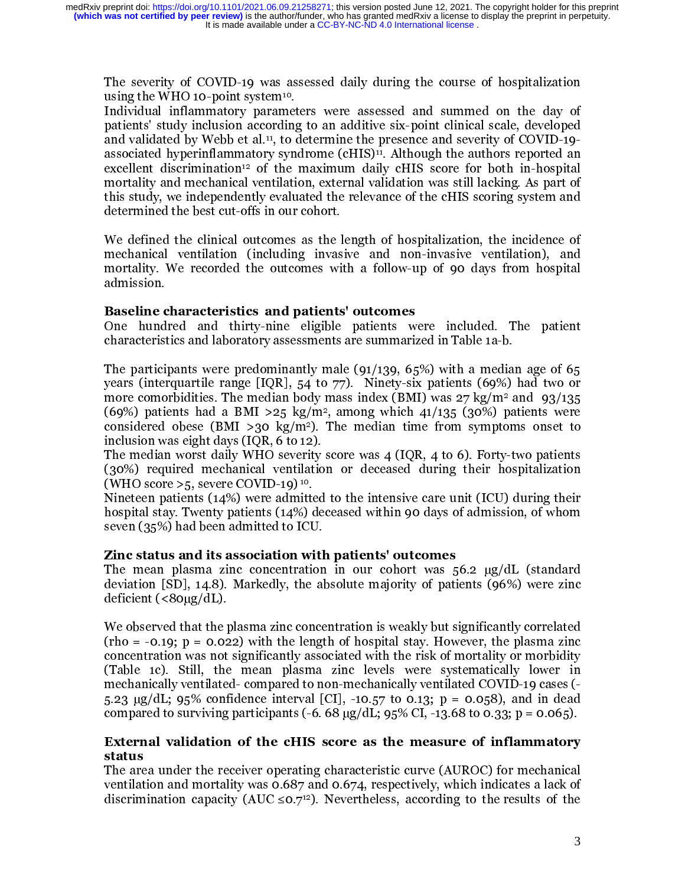The severity of COVID-19 was assessed daily during the course of hospitalization using the WHO 10-point system[10].

Individual inflammatory parameters were assessed and summed on the day of patients' study inclusion according to an additive six-point clinical scale, developed and validated by Webb et al.[11], to determine the presence and severity of COVID-19-associated hyperinflammatory syndrome (cHIS)[11]. Although the authors reported an excellent discrimination[12] of the maximum daily cHIS score for both in-hospital mortality and mechanical ventilation, external validation was still lacking. As part of this study, we independently evaluated the relevance of the cHIS scoring system and determined the best cut-offs in our cohort.

We defined the clinical outcomes as the length of hospitalization, the incidence of mechanical ventilation (including invasive and non-invasive ventilation), and mortality. We recorded the outcomes with a follow-up of 90 days from hospital admission.

## Baseline characteristics and patients' outcomes

One hundred and thirty-nine eligible patients were included. The patient characteristics and laboratory assessments are summarized in Table 1a-b.

The participants were predominantly male (91/139, 65%) with a median age of 65 years (interquartile range [IQR], 54 to 77). Ninety-six patients (69%) had two or more comorbidities. The median body mass index (BMI) was 27 kg/m$^2$ and 93/135 (69%) patients had a BMI >25 kg/m$^2$, among which 41/135 (30%) patients were considered obese (BMI >30 kg/m$^2$). The median time from symptoms onset to inclusion was eight days (IQR, 6 to 12).

The median worst daily WHO severity score was 4 (IQR, 4 to 6). Forty-two patients (30%) required mechanical ventilation or deceased during their hospitalization (WHO score >5, severe COVID-19)[10].

Nineteen patients (14%) were admitted to the intensive care unit (ICU) during their hospital stay. Twenty patients (14%) deceased within 90 days of admission, of whom seven (35%) had been admitted to ICU.

## Zinc status and its association with patients' outcomes

The mean plasma zinc concentration in our cohort was 56.2 μg/dL (standard deviation [SD], 14.8). Markedly, the absolute majority of patients (96%) were zinc deficient (<80μg/dL).

We observed that the plasma zinc concentration is weakly but significantly correlated (rho = -0.19; p = 0.022) with the length of hospital stay. However, the plasma zinc concentration was not significantly associated with the risk of mortality or morbidity (Table 1c). Still, the mean plasma zinc levels were systematically lower in mechanically ventilated- compared to non-mechanically ventilated COVID-19 cases (-5.23 μg/dL; 95% confidence interval [CI], -10.57 to 0.13; p = 0.058), and in dead compared to surviving participants (-6. 68 μg/dL; 95% CI, -13.68 to 0.33; p = 0.065).

## External validation of the cHIS score as the measure of inflammatory status

The area under the receiver operating characteristic curve (AUROC) for mechanical ventilation and mortality was 0.687 and 0.674, respectively, which indicates a lack of discrimination capacity (AUC ≤0.7[12]). Nevertheless, according to the results of the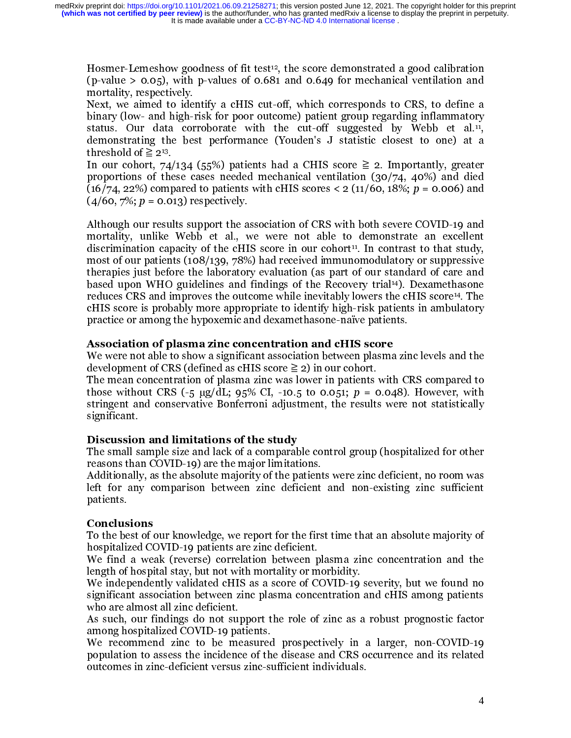Hosmer-Lemeshow goodness of fit test[12], the score demonstrated a good calibration (p-value > 0.05), with p-values of 0.681 and 0.649 for mechanical ventilation and mortality, respectively.

Next, we aimed to identify a cHIS cut-off, which corresponds to CRS, to define a binary (low- and high-risk for poor outcome) patient group regarding inflammatory status. Our data corroborate with the cut-off suggested by Webb et al.[11], demonstrating the best performance (Youden's J statistic closest to one) at a threshold of ≧ 2[13].

In our cohort, 74/134 (55%) patients had a CHIS score ≧ 2. Importantly, greater proportions of these cases needed mechanical ventilation (30/74, 40%) and died (16/74, 22%) compared to patients with cHIS scores < 2 (11/60, 18%; *p* = 0.006) and (4/60, 7%; *p* = 0.013) respectively.

Although our results support the association of CRS with both severe COVID-19 and mortality, unlike Webb et al., we were not able to demonstrate an excellent discrimination capacity of the cHIS score in our cohort[11]. In contrast to that study, most of our patients (108/139, 78%) had received immunomodulatory or suppressive therapies just before the laboratory evaluation (as part of our standard of care and based upon WHO guidelines and findings of the Recovery trial[14]). Dexamethasone reduces CRS and improves the outcome while inevitably lowers the cHIS score[14]. The cHIS score is probably more appropriate to identify high-risk patients in ambulatory practice or among the hypoxemic and dexamethasone-naïve patients.

### Association of plasma zinc concentration and cHIS score

We were not able to show a significant association between plasma zinc levels and the development of CRS (defined as cHIS score ≧ 2) in our cohort.

The mean concentration of plasma zinc was lower in patients with CRS compared to those without CRS (-5 μg/dL; 95% CI, -10.5 to 0.051; *p* = 0.048). However, with stringent and conservative Bonferroni adjustment, the results were not statistically significant.

### Discussion and limitations of the study

The small sample size and lack of a comparable control group (hospitalized for other reasons than COVID-19) are the major limitations.

Additionally, as the absolute majority of the patients were zinc deficient, no room was left for any comparison between zinc deficient and non-existing zinc sufficient patients.

### Conclusions

To the best of our knowledge, we report for the first time that an absolute majority of hospitalized COVID-19 patients are zinc deficient.

We find a weak (reverse) correlation between plasma zinc concentration and the length of hospital stay, but not with mortality or morbidity.

We independently validated cHIS as a score of COVID-19 severity, but we found no significant association between zinc plasma concentration and cHIS among patients who are almost all zinc deficient.

As such, our findings do not support the role of zinc as a robust prognostic factor among hospitalized COVID-19 patients.

We recommend zinc to be measured prospectively in a larger, non-COVID-19 population to assess the incidence of the disease and CRS occurrence and its related outcomes in zinc-deficient versus zinc-sufficient individuals.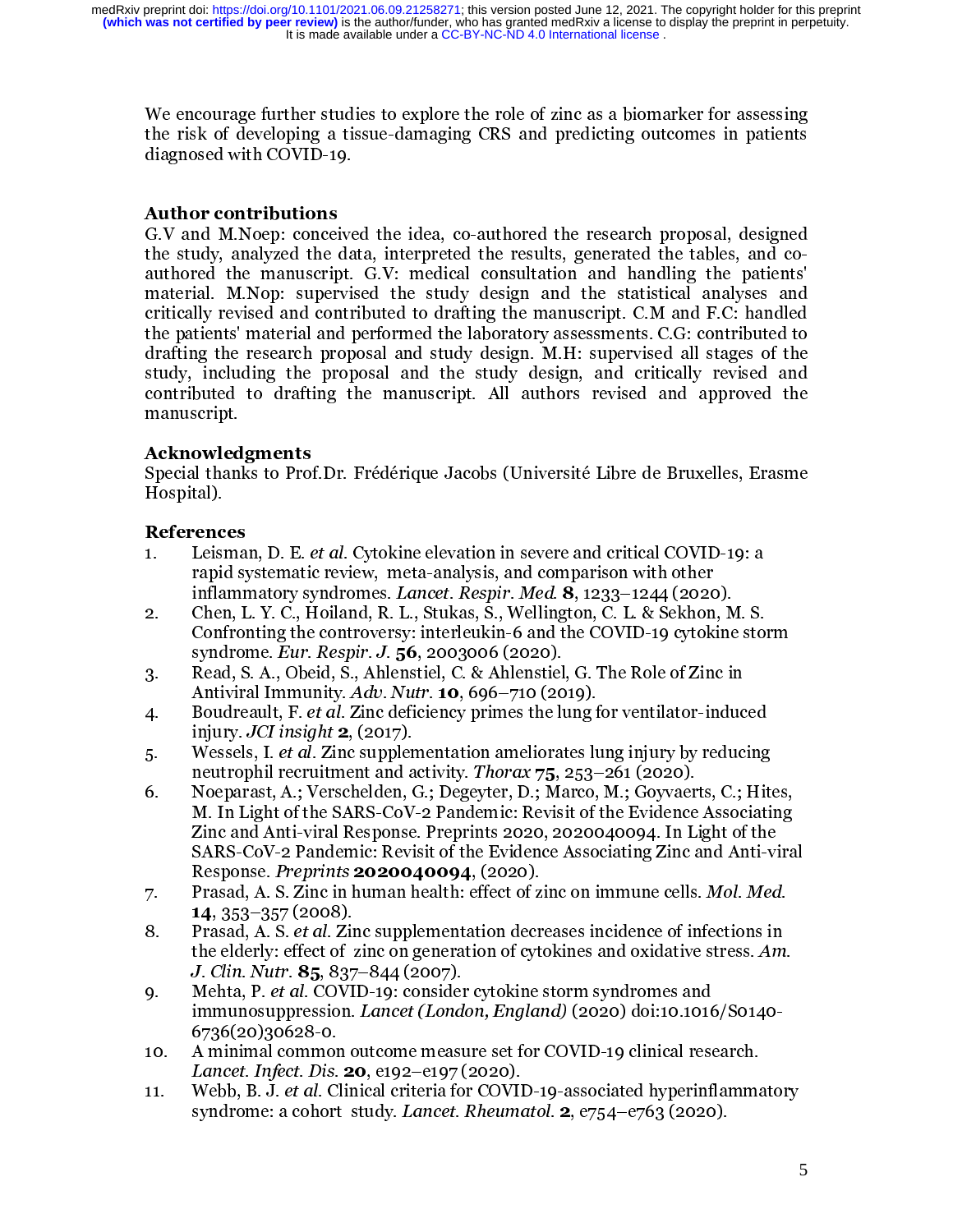We encourage further studies to explore the role of zinc as a biomarker for assessing the risk of developing a tissue-damaging CRS and predicting outcomes in patients diagnosed with COVID-19.

## Author contributions

G.V and M.Noep: conceived the idea, co-authored the research proposal, designed the study, analyzed the data, interpreted the results, generated the tables, and co-authored the manuscript. G.V: medical consultation and handling the patients' material. M.Nop: supervised the study design and the statistical analyses and critically revised and contributed to drafting the manuscript. C.M and F.C: handled the patients' material and performed the laboratory assessments. C.G: contributed to drafting the research proposal and study design. M.H: supervised all stages of the study, including the proposal and the study design, and critically revised and contributed to drafting the manuscript. All authors revised and approved the manuscript.

## Acknowledgments

Special thanks to Prof.Dr. Frédérique Jacobs (Université Libre de Bruxelles, Erasme Hospital).

## References

1. Leisman, D. E. *et al.* Cytokine elevation in severe and critical COVID-19: a rapid systematic review, meta-analysis, and comparison with other inflammatory syndromes. *Lancet. Respir. Med.* **8**, 1233–1244 (2020).
2. Chen, L. Y. C., Hoiland, R. L., Stukas, S., Wellington, C. L. & Sekhon, M. S. Confronting the controversy: interleukin-6 and the COVID-19 cytokine storm syndrome. *Eur. Respir. J.* **56**, 2003006 (2020).
3. Read, S. A., Obeid, S., Ahlenstiel, C. & Ahlenstiel, G. The Role of Zinc in Antiviral Immunity. *Adv. Nutr.* **10**, 696–710 (2019).
4. Boudreault, F. *et al.* Zinc deficiency primes the lung for ventilator-induced injury. *JCI insight* **2**, (2017).
5. Wessels, I. *et al.* Zinc supplementation ameliorates lung injury by reducing neutrophil recruitment and activity. *Thorax* **75**, 253–261 (2020).
6. Noeparast, A.; Verschelden, G.; Degeyter, D.; Marco, M.; Goyvaerts, C.; Hites, M. In Light of the SARS-CoV-2 Pandemic: Revisit of the Evidence Associating Zinc and Anti-viral Response. Preprints 2020, 2020040094. In Light of the SARS-CoV-2 Pandemic: Revisit of the Evidence Associating Zinc and Anti-viral Response. *Preprints* **2020040094**, (2020).
7. Prasad, A. S. Zinc in human health: effect of zinc on immune cells. *Mol. Med.* **14**, 353–357 (2008).
8. Prasad, A. S. *et al.* Zinc supplementation decreases incidence of infections in the elderly: effect of zinc on generation of cytokines and oxidative stress. *Am. J. Clin. Nutr.* **85**, 837–844 (2007).
9. Mehta, P. *et al.* COVID-19: consider cytokine storm syndromes and immunosuppression. *Lancet (London, England)* (2020) doi:10.1016/S0140-6736(20)30628-0.
10. A minimal common outcome measure set for COVID-19 clinical research. *Lancet. Infect. Dis.* **20**, e192–e197 (2020).
11. Webb, B. J. *et al.* Clinical criteria for COVID-19-associated hyperinflammatory syndrome: a cohort study. *Lancet. Rheumatol.* **2**, e754–e763 (2020).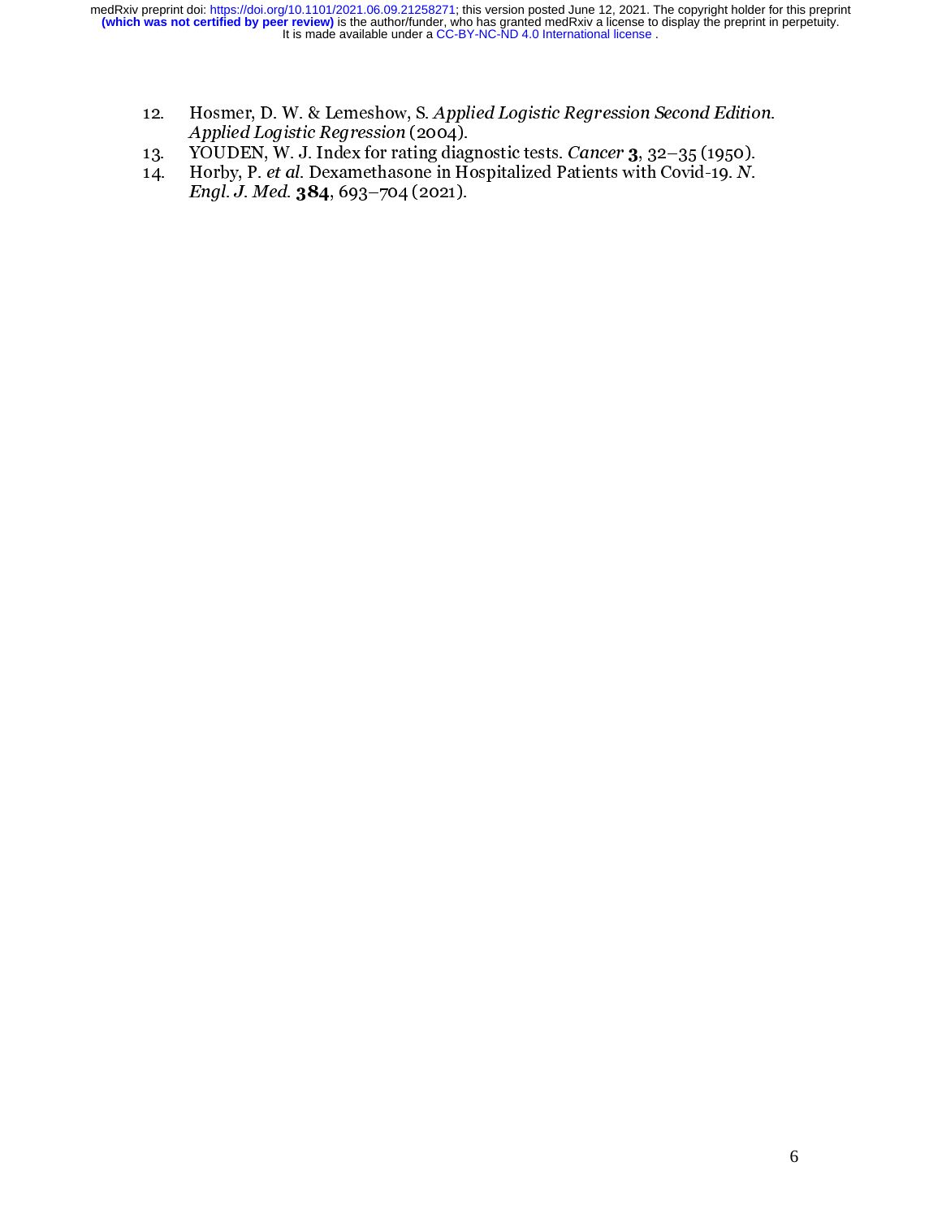12. Hosmer, D. W. & Lemeshow, S. *Applied Logistic Regression Second Edition. Applied Logistic Regression* (2004).
13. YOUDEN, W. J. Index for rating diagnostic tests. *Cancer* **3**, 32–35 (1950).
14. Horby, P. *et al.* Dexamethasone in Hospitalized Patients with Covid-19. *N. Engl. J. Med.* **384**, 693–704 (2021).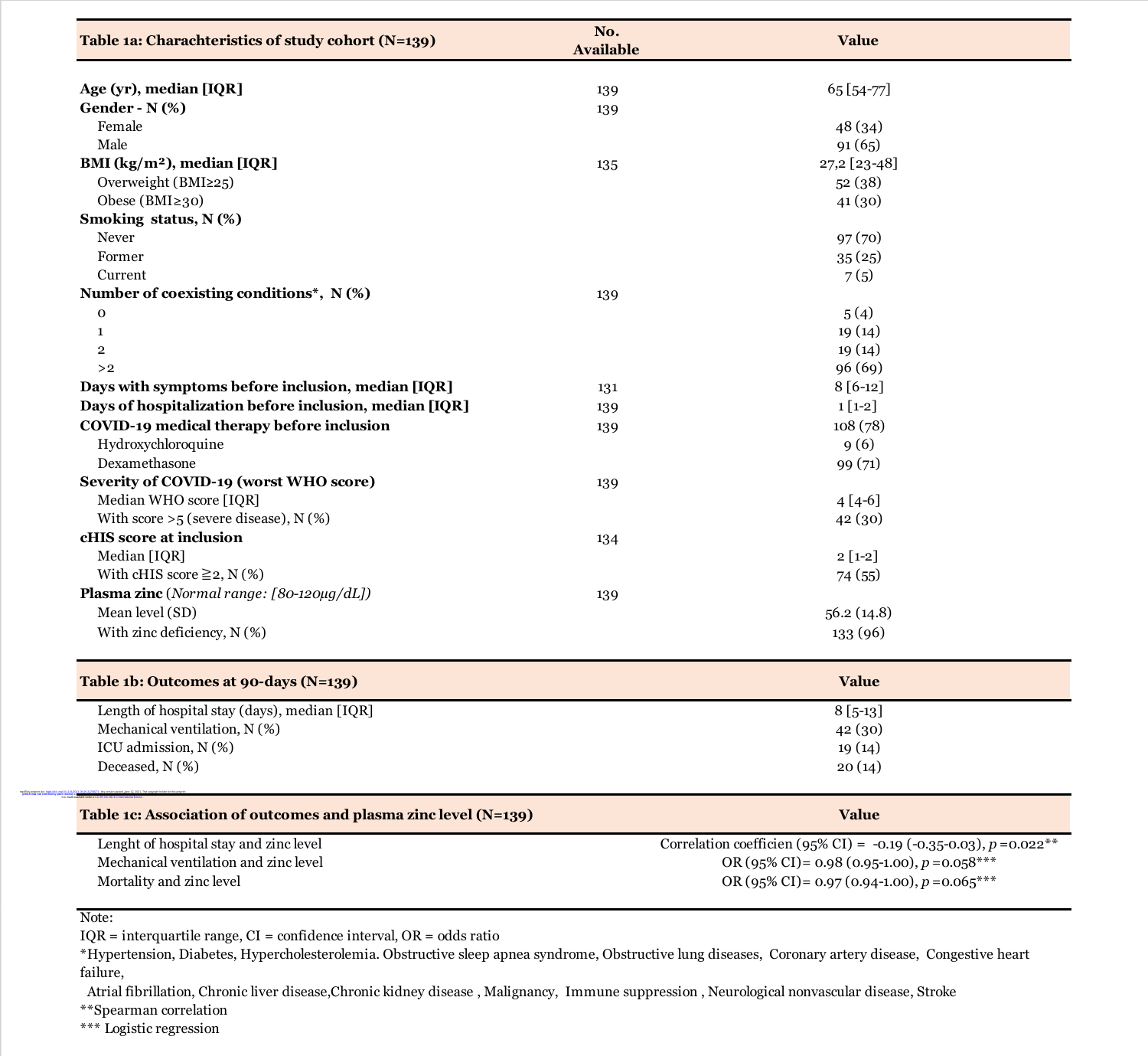| Table 1a: Charachteristics of study cohort (N=139) | No. Available | Value |
|---|---|---|
| **Age (yr), median [IQR]** | 139 | 65 [54-77] |
| **Gender - N (%)** | 139 | |
| Female | | 48 (34) |
| Male | | 91 (65) |
| **BMI (kg/m²), median [IQR]** | 135 | 27,2 [23-48] |
| Overweight (BMI≥25) | | 52 (38) |
| Obese (BMI≥30) | | 41 (30) |
| **Smoking status, N (%)** | | |
| Never | | 97 (70) |
| Former | | 35 (25) |
| Current | | 7 (5) |
| **Number of coexisting conditions*, N (%)** | 139 | |
| 0 | | 5 (4) |
| 1 | | 19 (14) |
| 2 | | 19 (14) |
| >2 | | 96 (69) |
| **Days with symptoms before inclusion, median [IQR]** | 131 | 8 [6-12] |
| **Days of hospitalization before inclusion, median [IQR]** | 139 | 1 [1-2] |
| **COVID-19 medical therapy before inclusion** | 139 | 108 (78) |
| Hydroxychloroquine | | 9 (6) |
| Dexamethasone | | 99 (71) |
| **Severity of COVID-19 (worst WHO score)** | 139 | |
| Median WHO score [IQR] | | 4 [4-6] |
| With score >5 (severe disease), N (%) | | 42 (30) |
| **cHIS score at inclusion** | 134 | |
| Median [IQR] | | 2 [1-2] |
| With cHIS score ≧2, N (%) | | 74 (55) |
| **Plasma zinc** (*Normal range: [80-120µg/dL]*) | 139 | |
| Mean level (SD) | | 56.2 (14.8) |
| With zinc deficiency, N (%) | | 133 (96) |

| Table 1b: Outcomes at 90-days (N=139) | Value |
|---|---|
| Length of hospital stay (days), median [IQR] | 8 [5-13] |
| Mechanical ventilation, N (%) | 42 (30) |
| ICU admission, N (%) | 19 (14) |
| Deceased, N (%) | 20 (14) |

| Table 1c: Association of outcomes and plasma zinc level (N=139) | Value |
|---|---|
| Lenght of hospital stay and zinc level | Correlation coefficien (95% CI) = -0.19 (-0.35-0.03), $p$ =0.022** |
| Mechanical ventilation and zinc level | OR (95% CI)= 0.98 (0.95-1.00), $p$ =0.058*** |
| Mortality and zinc level | OR (95% CI)= 0.97 (0.94-1.00), $p$ =0.065*** |

Note:
IQR = interquartile range, CI = confidence interval, OR = odds ratio
*Hypertension, Diabetes, Hypercholesterolemia. Obstructive sleep apnea syndrome, Obstructive lung diseases, Coronary artery disease, Congestive heart failure,
Atrial fibrillation, Chronic liver disease,Chronic kidney disease , Malignancy, Immune suppression , Neurological nonvascular disease, Stroke
**Spearman correlation
*** Logistic regression